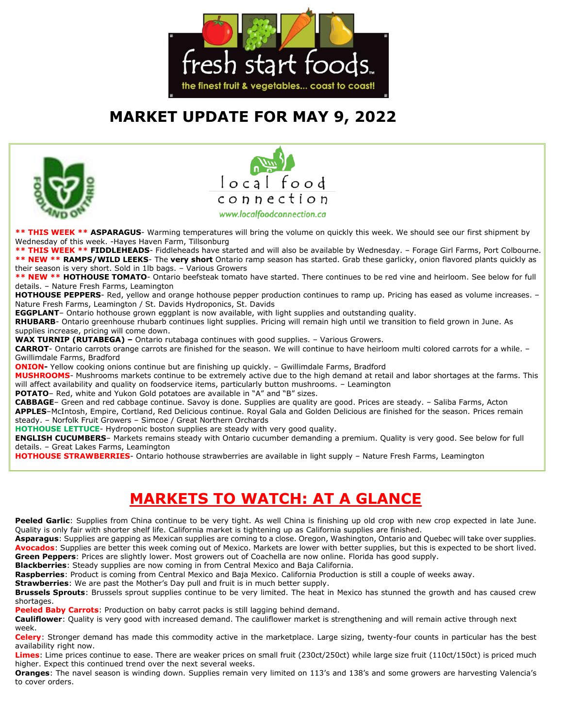# MARKET UPDATE FOR MAY 9, 2022

**\*\* THIS WEEK \*\* ASPARAGUS**- Warming temperatures will bring the volume on quickly this week. We should see our first shipment by Wednesday of this week. -Hayes Haven Farm, Tillsonburg
**\*\* THIS WEEK \*\* FIDDLEHEADS**- Fiddleheads have started and will also be available by Wednesday. – Forage Girl Farms, Port Colbourne.
**\*\* NEW \*\* RAMPS/WILD LEEKS**- The **very short** Ontario ramp season has started. Grab these garlicky, onion flavored plants quickly as their season is very short. Sold in 1lb bags. – Various Growers
**\*\* NEW \*\* HOTHOUSE TOMATO**- Ontario beefsteak tomato have started. There continues to be red vine and heirloom. See below for full details. – Nature Fresh Farms, Leamington
**HOTHOUSE PEPPERS**- Red, yellow and orange hothouse pepper production continues to ramp up. Pricing has eased as volume increases. – Nature Fresh Farms, Leamington / St. Davids Hydroponics, St. Davids
**EGGPLANT**– Ontario hothouse grown eggplant is now available, with light supplies and outstanding quality.
**RHUBARB**- Ontario greenhouse rhubarb continues light supplies. Pricing will remain high until we transition to field grown in June. As supplies increase, pricing will come down.
**WAX TURNIP (RUTABEGA) –** Ontario rutabaga continues with good supplies. – Various Growers.
**CARROT**- Ontario carrots orange carrots are finished for the season. We will continue to have heirloom multi colored carrots for a while. – Gwillimdale Farms, Bradford
**ONION-** Yellow cooking onions continue but are finishing up quickly. – Gwillimdale Farms, Bradford
**MUSHROOMS**- Mushrooms markets continue to be extremely active due to the high demand at retail and labor shortages at the farms. This will affect availability and quality on foodservice items, particularly button mushrooms. – Leamington
**POTATO**– Red, white and Yukon Gold potatoes are available in "A" and "B" sizes.
**CABBAGE**– Green and red cabbage continue. Savoy is done. Supplies are quality are good. Prices are steady. – Saliba Farms, Acton
**APPLES**–McIntosh, Empire, Cortland, Red Delicious continue. Royal Gala and Golden Delicious are finished for the season. Prices remain steady. – Norfolk Fruit Growers – Simcoe / Great Northern Orchards
**HOTHOUSE LETTUCE**- Hydroponic boston supplies are steady with very good quality.
**ENGLISH CUCUMBERS**– Markets remains steady with Ontario cucumber demanding a premium. Quality is very good. See below for full details. – Great Lakes Farms, Leamington
**HOTHOUSE STRAWBERRIES**- Ontario hothouse strawberries are available in light supply – Nature Fresh Farms, Leamington

## MARKETS TO WATCH: AT A GLANCE

**Peeled Garlic**: Supplies from China continue to be very tight. As well China is finishing up old crop with new crop expected in late June. Quality is only fair with shorter shelf life. California market is tightening up as California supplies are finished.
**Asparagus**: Supplies are gapping as Mexican supplies are coming to a close. Oregon, Washington, Ontario and Quebec will take over supplies.
**Avocados**: Supplies are better this week coming out of Mexico. Markets are lower with better supplies, but this is expected to be short lived.
**Green Peppers**: Prices are slightly lower. Most growers out of Coachella are now online. Florida has good supply.
**Blackberries**: Steady supplies are now coming in from Central Mexico and Baja California.
**Raspberries**: Product is coming from Central Mexico and Baja Mexico. California Production is still a couple of weeks away.
**Strawberries**: We are past the Mother's Day pull and fruit is in much better supply.
**Brussels Sprouts**: Brussels sprout supplies continue to be very limited. The heat in Mexico has stunned the growth and has caused crew shortages.
**Peeled Baby Carrots**: Production on baby carrot packs is still lagging behind demand.
**Cauliflower**: Quality is very good with increased demand. The cauliflower market is strengthening and will remain active through next week.
**Celery**: Stronger demand has made this commodity active in the marketplace. Large sizing, twenty-four counts in particular has the best availability right now.
**Limes**: Lime prices continue to ease. There are weaker prices on small fruit (230ct/250ct) while large size fruit (110ct/150ct) is priced much higher. Expect this continued trend over the next several weeks.
**Oranges**: The navel season is winding down. Supplies remain very limited on 113's and 138's and some growers are harvesting Valencia's to cover orders.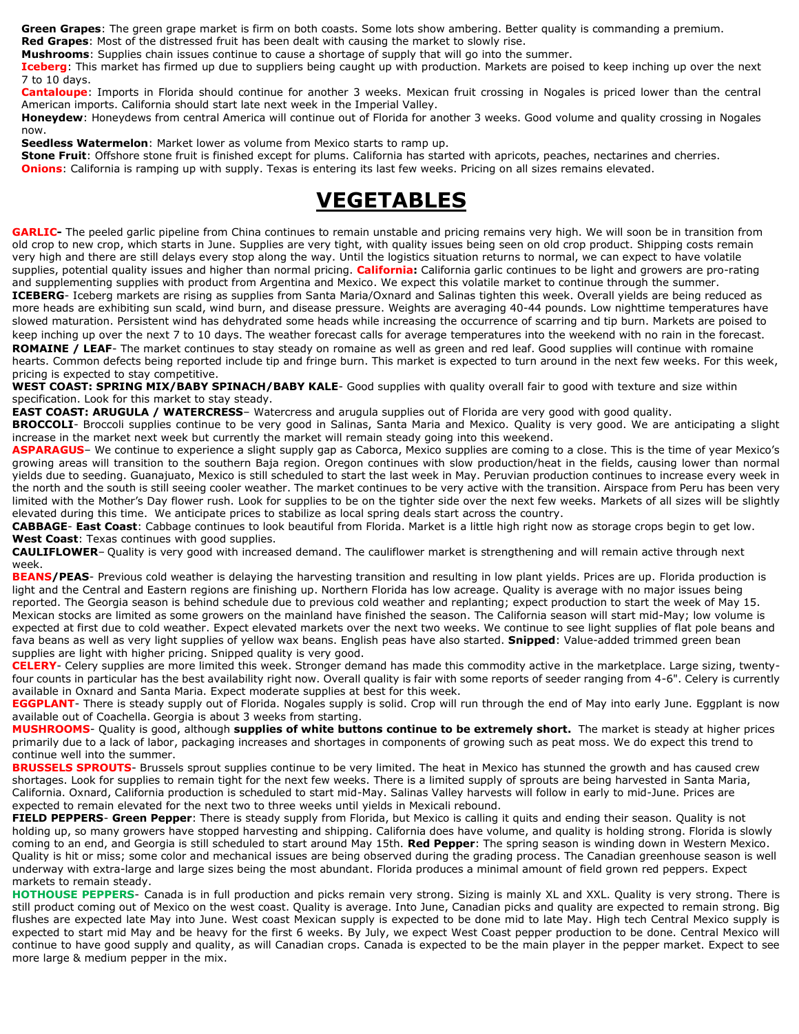**Green Grapes**: The green grape market is firm on both coasts. Some lots show ambering. Better quality is commanding a premium.
**Red Grapes**: Most of the distressed fruit has been dealt with causing the market to slowly rise.
**Mushrooms**: Supplies chain issues continue to cause a shortage of supply that will go into the summer.
**Iceberg**: This market has firmed up due to suppliers being caught up with production. Markets are poised to keep inching up over the next 7 to 10 days.
**Cantaloupe**: Imports in Florida should continue for another 3 weeks. Mexican fruit crossing in Nogales is priced lower than the central American imports. California should start late next week in the Imperial Valley.
**Honeydew**: Honeydews from central America will continue out of Florida for another 3 weeks. Good volume and quality crossing in Nogales now.
**Seedless Watermelon**: Market lower as volume from Mexico starts to ramp up.
**Stone Fruit**: Offshore stone fruit is finished except for plums. California has started with apricots, peaches, nectarines and cherries.
**Onions**: California is ramping up with supply. Texas is entering its last few weeks. Pricing on all sizes remains elevated.

# VEGETABLES

**GARLIC-** The peeled garlic pipeline from China continues to remain unstable and pricing remains very high. We will soon be in transition from old crop to new crop, which starts in June. Supplies are very tight, with quality issues being seen on old crop product. Shipping costs remain very high and there are still delays every stop along the way. Until the logistics situation returns to normal, we can expect to have volatile supplies, potential quality issues and higher than normal pricing. **California:** California garlic continues to be light and growers are pro-rating and supplementing supplies with product from Argentina and Mexico. We expect this volatile market to continue through the summer.

**ICEBERG**- Iceberg markets are rising as supplies from Santa Maria/Oxnard and Salinas tighten this week. Overall yields are being reduced as more heads are exhibiting sun scald, wind burn, and disease pressure. Weights are averaging 40-44 pounds. Low nighttime temperatures have slowed maturation. Persistent wind has dehydrated some heads while increasing the occurrence of scarring and tip burn. Markets are poised to keep inching up over the next 7 to 10 days. The weather forecast calls for average temperatures into the weekend with no rain in the forecast.

**ROMAINE / LEAF**- The market continues to stay steady on romaine as well as green and red leaf. Good supplies will continue with romaine hearts. Common defects being reported include tip and fringe burn. This market is expected to turn around in the next few weeks. For this week, pricing is expected to stay competitive.

**WEST COAST: SPRING MIX/BABY SPINACH/BABY KALE**- Good supplies with quality overall fair to good with texture and size within specification. Look for this market to stay steady.

**EAST COAST: ARUGULA / WATERCRESS**– Watercress and arugula supplies out of Florida are very good with good quality.

**BROCCOLI**- Broccoli supplies continue to be very good in Salinas, Santa Maria and Mexico. Quality is very good. We are anticipating a slight increase in the market next week but currently the market will remain steady going into this weekend.

**ASPARAGUS**– We continue to experience a slight supply gap as Caborca, Mexico supplies are coming to a close. This is the time of year Mexico's growing areas will transition to the southern Baja region. Oregon continues with slow production/heat in the fields, causing lower than normal yields due to seeding. Guanajuato, Mexico is still scheduled to start the last week in May. Peruvian production continues to increase every week in the north and the south is still seeing cooler weather. The market continues to be very active with the transition. Airspace from Peru has been very limited with the Mother's Day flower rush. Look for supplies to be on the tighter side over the next few weeks. Markets of all sizes will be slightly elevated during this time. We anticipate prices to stabilize as local spring deals start across the country.

**CABBAGE**- **East Coast**: Cabbage continues to look beautiful from Florida. Market is a little high right now as storage crops begin to get low. **West Coast**: Texas continues with good supplies.

**CAULIFLOWER**– Quality is very good with increased demand. The cauliflower market is strengthening and will remain active through next week.

**BEANS/PEAS**- Previous cold weather is delaying the harvesting transition and resulting in low plant yields. Prices are up. Florida production is light and the Central and Eastern regions are finishing up. Northern Florida has low acreage. Quality is average with no major issues being reported. The Georgia season is behind schedule due to previous cold weather and replanting; expect production to start the week of May 15. Mexican stocks are limited as some growers on the mainland have finished the season. The California season will start mid-May; low volume is expected at first due to cold weather. Expect elevated markets over the next two weeks. We continue to see light supplies of flat pole beans and fava beans as well as very light supplies of yellow wax beans. English peas have also started. **Snipped**: Value-added trimmed green bean supplies are light with higher pricing. Snipped quality is very good.

**CELERY**- Celery supplies are more limited this week. Stronger demand has made this commodity active in the marketplace. Large sizing, twenty-four counts in particular has the best availability right now. Overall quality is fair with some reports of seeder ranging from 4-6". Celery is currently available in Oxnard and Santa Maria. Expect moderate supplies at best for this week.

**EGGPLANT**- There is steady supply out of Florida. Nogales supply is solid. Crop will run through the end of May into early June. Eggplant is now available out of Coachella. Georgia is about 3 weeks from starting.

**MUSHROOMS**- Quality is good, although **supplies of white buttons continue to be extremely short.** The market is steady at higher prices primarily due to a lack of labor, packaging increases and shortages in components of growing such as peat moss. We do expect this trend to continue well into the summer.

**BRUSSELS SPROUTS**- Brussels sprout supplies continue to be very limited. The heat in Mexico has stunned the growth and has caused crew shortages. Look for supplies to remain tight for the next few weeks. There is a limited supply of sprouts are being harvested in Santa Maria, California. Oxnard, California production is scheduled to start mid-May. Salinas Valley harvests will follow in early to mid-June. Prices are expected to remain elevated for the next two to three weeks until yields in Mexicali rebound.

**FIELD PEPPERS**- **Green Pepper**: There is steady supply from Florida, but Mexico is calling it quits and ending their season. Quality is not holding up, so many growers have stopped harvesting and shipping. California does have volume, and quality is holding strong. Florida is slowly coming to an end, and Georgia is still scheduled to start around May 15th. **Red Pepper**: The spring season is winding down in Western Mexico. Quality is hit or miss; some color and mechanical issues are being observed during the grading process. The Canadian greenhouse season is well underway with extra-large and large sizes being the most abundant. Florida produces a minimal amount of field grown red peppers. Expect markets to remain steady.

**HOTHOUSE PEPPERS**- Canada is in full production and picks remain very strong. Sizing is mainly XL and XXL. Quality is very strong. There is still product coming out of Mexico on the west coast. Quality is average. Into June, Canadian picks and quality are expected to remain strong. Big flushes are expected late May into June. West coast Mexican supply is expected to be done mid to late May. High tech Central Mexico supply is expected to start mid May and be heavy for the first 6 weeks. By July, we expect West Coast pepper production to be done. Central Mexico will continue to have good supply and quality, as will Canadian crops. Canada is expected to be the main player in the pepper market. Expect to see more large & medium pepper in the mix.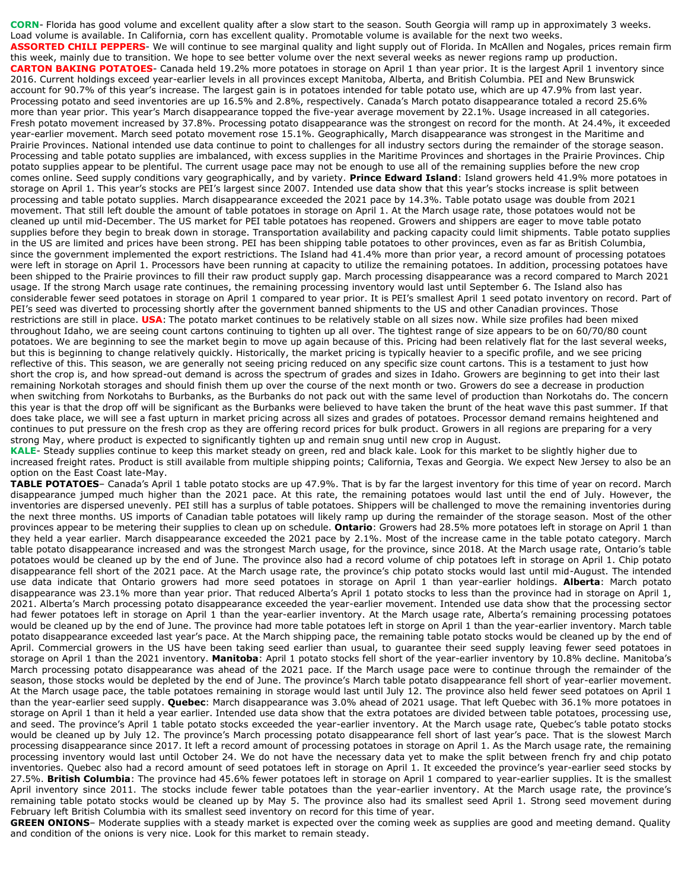**CORN**- Florida has good volume and excellent quality after a slow start to the season. South Georgia will ramp up in approximately 3 weeks. Load volume is available. In California, corn has excellent quality. Promotable volume is available for the next two weeks.

**ASSORTED CHILI PEPPERS**- We will continue to see marginal quality and light supply out of Florida. In McAllen and Nogales, prices remain firm this week, mainly due to transition. We hope to see better volume over the next several weeks as newer regions ramp up production.

**CARTON BAKING POTATOES**- Canada held 19.2% more potatoes in storage on April 1 than year prior. It is the largest April 1 inventory since 2016. Current holdings exceed year-earlier levels in all provinces except Manitoba, Alberta, and British Columbia. PEI and New Brunswick account for 90.7% of this year's increase. The largest gain is in potatoes intended for table potato use, which are up 47.9% from last year. Processing potato and seed inventories are up 16.5% and 2.8%, respectively. Canada's March potato disappearance totaled a record 25.6% more than year prior. This year's March disappearance topped the five-year average movement by 22.1%. Usage increased in all categories. Fresh potato movement increased by 37.8%. Processing potato disappearance was the strongest on record for the month. At 24.4%, it exceeded year-earlier movement. March seed potato movement rose 15.1%. Geographically, March disappearance was strongest in the Maritime and Prairie Provinces. National intended use data continue to point to challenges for all industry sectors during the remainder of the storage season. Processing and table potato supplies are imbalanced, with excess supplies in the Maritime Provinces and shortages in the Prairie Provinces. Chip potato supplies appear to be plentiful. The current usage pace may not be enough to use all of the remaining supplies before the new crop comes online. Seed supply conditions vary geographically, and by variety. **Prince Edward Island**: Island growers held 41.9% more potatoes in storage on April 1. This year's stocks are PEI's largest since 2007. Intended use data show that this year's stocks increase is split between processing and table potato supplies. March disappearance exceeded the 2021 pace by 14.3%. Table potato usage was double from 2021 movement. That still left double the amount of table potatoes in storage on April 1. At the March usage rate, those potatoes would not be cleaned up until mid-December. The US market for PEI table potatoes has reopened. Growers and shippers are eager to move table potato supplies before they begin to break down in storage. Transportation availability and packing capacity could limit shipments. Table potato supplies in the US are limited and prices have been strong. PEI has been shipping table potatoes to other provinces, even as far as British Columbia, since the government implemented the export restrictions. The Island had 41.4% more than prior year, a record amount of processing potatoes were left in storage on April 1. Processors have been running at capacity to utilize the remaining potatoes. In addition, processing potatoes have been shipped to the Prairie provinces to fill their raw product supply gap. March processing disappearance was a record compared to March 2021 usage. If the strong March usage rate continues, the remaining processing inventory would last until September 6. The Island also has considerable fewer seed potatoes in storage on April 1 compared to year prior. It is PEI's smallest April 1 seed potato inventory on record. Part of PEI's seed was diverted to processing shortly after the government banned shipments to the US and other Canadian provinces. Those restrictions are still in place. **USA**: The potato market continues to be relatively stable on all sizes now. While size profiles had been mixed throughout Idaho, we are seeing count cartons continuing to tighten up all over. The tightest range of size appears to be on 60/70/80 count potatoes. We are beginning to see the market begin to move up again because of this. Pricing had been relatively flat for the last several weeks, but this is beginning to change relatively quickly. Historically, the market pricing is typically heavier to a specific profile, and we see pricing reflective of this. This season, we are generally not seeing pricing reduced on any specific size count cartons. This is a testament to just how short the crop is, and how spread-out demand is across the spectrum of grades and sizes in Idaho. Growers are beginning to get into their last remaining Norkotah storages and should finish them up over the course of the next month or two. Growers do see a decrease in production when switching from Norkotahs to Burbanks, as the Burbanks do not pack out with the same level of production than Norkotahs do. The concern this year is that the drop off will be significant as the Burbanks were believed to have taken the brunt of the heat wave this past summer. If that does take place, we will see a fast upturn in market pricing across all sizes and grades of potatoes. Processor demand remains heightened and continues to put pressure on the fresh crop as they are offering record prices for bulk product. Growers in all regions are preparing for a very strong May, where product is expected to significantly tighten up and remain snug until new crop in August.

**KALE**- Steady supplies continue to keep this market steady on green, red and black kale. Look for this market to be slightly higher due to increased freight rates. Product is still available from multiple shipping points; California, Texas and Georgia. We expect New Jersey to also be an option on the East Coast late-May.

**TABLE POTATOES**– Canada's April 1 table potato stocks are up 47.9%. That is by far the largest inventory for this time of year on record. March disappearance jumped much higher than the 2021 pace. At this rate, the remaining potatoes would last until the end of July. However, the inventories are dispersed unevenly. PEI still has a surplus of table potatoes. Shippers will be challenged to move the remaining inventories during the next three months. US imports of Canadian table potatoes will likely ramp up during the remainder of the storage season. Most of the other provinces appear to be metering their supplies to clean up on schedule. **Ontario**: Growers had 28.5% more potatoes left in storage on April 1 than they held a year earlier. March disappearance exceeded the 2021 pace by 2.1%. Most of the increase came in the table potato category. March table potato disappearance increased and was the strongest March usage, for the province, since 2018. At the March usage rate, Ontario's table potatoes would be cleaned up by the end of June. The province also had a record volume of chip potatoes left in storage on April 1. Chip potato disappearance fell short of the 2021 pace. At the March usage rate, the province's chip potato stocks would last until mid-August. The intended use data indicate that Ontario growers had more seed potatoes in storage on April 1 than year-earlier holdings. **Alberta**: March potato disappearance was 23.1% more than year prior. That reduced Alberta's April 1 potato stocks to less than the province had in storage on April 1, 2021. Alberta's March processing potato disappearance exceeded the year-earlier movement. Intended use data show that the processing sector had fewer potatoes left in storage on April 1 than the year-earlier inventory. At the March usage rate, Alberta's remaining processing potatoes would be cleaned up by the end of June. The province had more table potatoes left in storge on April 1 than the year-earlier inventory. March table potato disappearance exceeded last year's pace. At the March shipping pace, the remaining table potato stocks would be cleaned up by the end of April. Commercial growers in the US have been taking seed earlier than usual, to guarantee their seed supply leaving fewer seed potatoes in storage on April 1 than the 2021 inventory. **Manitoba**: April 1 potato stocks fell short of the year-earlier inventory by 10.8% decline. Manitoba's March processing potato disappearance was ahead of the 2021 pace. If the March usage pace were to continue through the remainder of the season, those stocks would be depleted by the end of June. The province's March table potato disappearance fell short of year-earlier movement. At the March usage pace, the table potatoes remaining in storage would last until July 12. The province also held fewer seed potatoes on April 1 than the year-earlier seed supply. **Quebec**: March disappearance was 3.0% more of 2021 usage. That left Quebec with 36.1% more potatoes in storage on April 1 than it held a year earlier. Intended use data show that the extra potatoes are divided between table potatoes, processing use, and seed. The province's April 1 table potato stocks exceeded the year-earlier inventory. At the March usage rate, Quebec's table potato stocks would be cleaned up by July 12. The province's March processing potato disappearance fell short of last year's pace. That is the slowest March processing disappearance since 2017. It left a record amount of processing potatoes in storage on April 1. As the March usage rate, the remaining processing inventory would last until October 24. We do not have the necessary data yet to make the split between french fry and chip potato inventories. Quebec also had a record amount of seed potatoes left in storage on April 1. It exceeded the province's year-earlier seed stocks by 27.5%. **British Columbia**: The province had 45.6% fewer potatoes left in storage on April 1 compared to year-earlier supplies. It is the smallest April inventory since 2011. The stocks include fewer table potatoes than the year-earlier inventory. At the March usage rate, the province's remaining table potato stocks would be cleaned up by May 5. The province also had its smallest seed April 1. Strong seed movement during February left British Columbia with its smallest seed inventory on record for this time of year.

**GREEN ONIONS**– Moderate supplies with a steady market is expected over the coming week as supplies are good and meeting demand. Quality and condition of the onions is very nice. Look for this market to remain steady.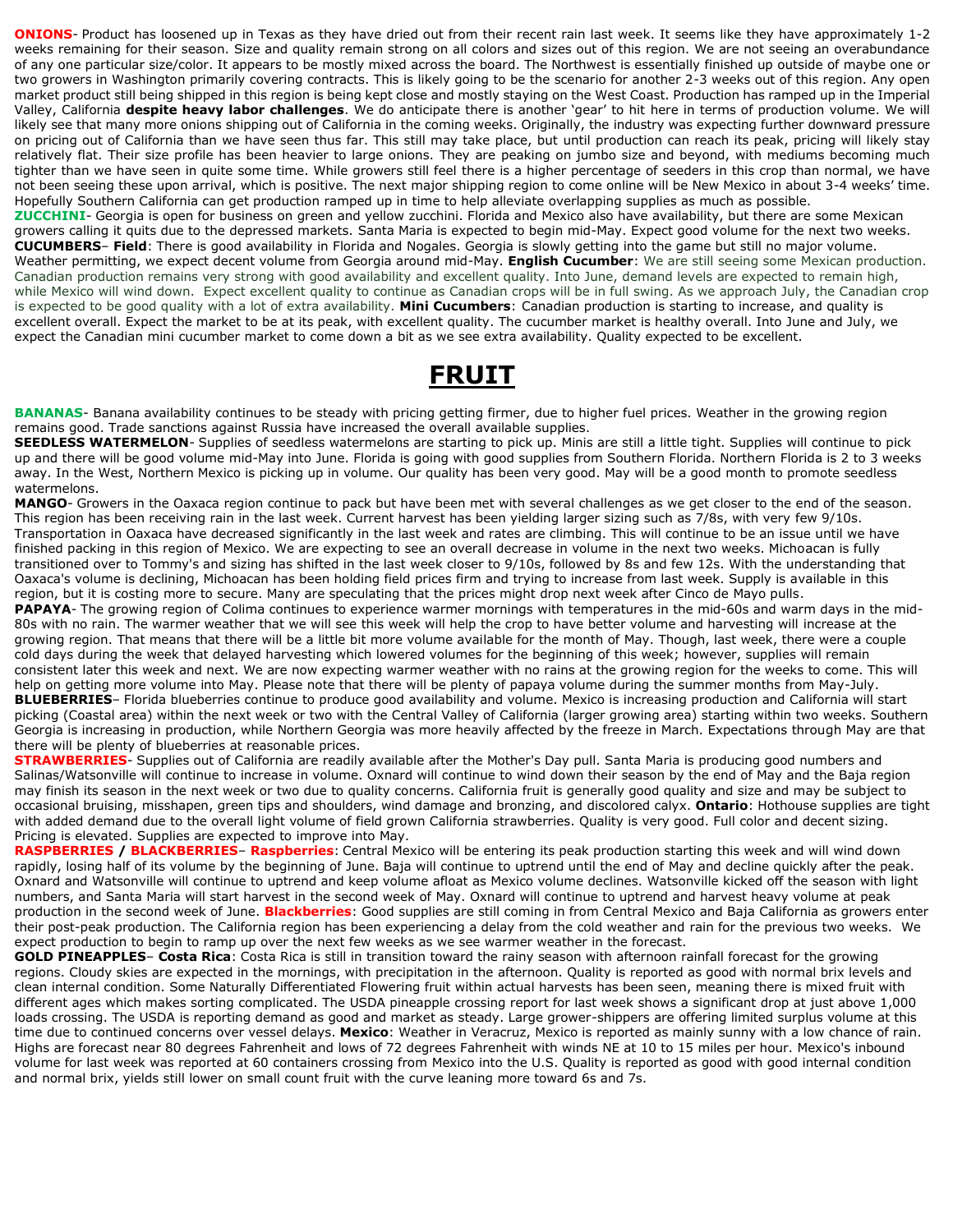**ONIONS**- Product has loosened up in Texas as they have dried out from their recent rain last week. It seems like they have approximately 1-2 weeks remaining for their season. Size and quality remain strong on all colors and sizes out of this region. We are not seeing an overabundance of any one particular size/color. It appears to be mostly mixed across the board. The Northwest is essentially finished up outside of maybe one or two growers in Washington primarily covering contracts. This is likely going to be the scenario for another 2-3 weeks out of this region. Any open market product still being shipped in this region is being kept close and mostly staying on the West Coast. Production has ramped up in the Imperial Valley, California **despite heavy labor challenges**. We do anticipate there is another 'gear' to hit here in terms of production volume. We will likely see that many more onions shipping out of California in the coming weeks. Originally, the industry was expecting further downward pressure on pricing out of California than we have seen thus far. This still may take place, but until production can reach its peak, pricing will likely stay relatively flat. Their size profile has been heavier to large onions. They are peaking on jumbo size and beyond, with mediums becoming much tighter than we have seen in quite some time. While growers still feel there is a higher percentage of seeders in this crop than normal, we have not been seeing these upon arrival, which is positive. The next major shipping region to come online will be New Mexico in about 3-4 weeks' time. Hopefully Southern California can get production ramped up in time to help alleviate overlapping supplies as much as possible.

**ZUCCHINI**- Georgia is open for business on green and yellow zucchini. Florida and Mexico also have availability, but there are some Mexican growers calling it quits due to the depressed markets. Santa Maria is expected to begin mid-May. Expect good volume for the next two weeks.

**CUCUMBERS**– **Field**: There is good availability in Florida and Nogales. Georgia is slowly getting into the game but still no major volume. Weather permitting, we expect decent volume from Georgia around mid-May. **English Cucumber**: We are still seeing some Mexican production. Canadian production remains very strong with good availability and excellent quality. Into June, demand levels are expected to remain high, while Mexico will wind down. Expect excellent quality to continue as Canadian crops will be in full swing. As we approach July, the Canadian crop is expected to be good quality with a lot of extra availability. **Mini Cucumbers**: Canadian production is starting to increase, and quality is excellent overall. Expect the market to be at its peak, with excellent quality. The cucumber market is healthy overall. Into June and July, we expect the Canadian mini cucumber market to come down a bit as we see extra availability. Quality expected to be excellent.

# FRUIT

**BANANAS**- Banana availability continues to be steady with pricing getting firmer, due to higher fuel prices. Weather in the growing region remains good. Trade sanctions against Russia have increased the overall available supplies.

**SEEDLESS WATERMELON**- Supplies of seedless watermelons are starting to pick up. Minis are still a little tight. Supplies will continue to pick up and there will be good volume mid-May into June. Florida is going with good supplies from Southern Florida. Northern Florida is 2 to 3 weeks away. In the West, Northern Mexico is picking up in volume. Our quality has been very good. May will be a good month to promote seedless watermelons.

**MANGO**- Growers in the Oaxaca region continue to pack but have been met with several challenges as we get closer to the end of the season. This region has been receiving rain in the last week. Current harvest has been yielding larger sizing such as 7/8s, with very few 9/10s. Transportation in Oaxaca have decreased significantly in the last week and rates are climbing. This will continue to be an issue until we have finished packing in this region of Mexico. We are expecting to see an overall decrease in volume in the next two weeks. Michoacan is fully transitioned over to Tommy's and sizing has shifted in the last week closer to 9/10s, followed by 8s and few 12s. With the understanding that Oaxaca's volume is declining, Michoacan has been holding field prices firm and trying to increase from last week. Supply is available in this region, but it is costing more to secure. Many are speculating that the prices might drop next week after Cinco de Mayo pulls.

**PAPAYA**- The growing region of Colima continues to experience warmer mornings with temperatures in the mid-60s and warm days in the mid-80s with no rain. The warmer weather that we will see this week will help the crop to have better volume and harvesting will increase at the growing region. That means that there will be a little bit more volume available for the month of May. Though, last week, there were a couple cold days during the week that delayed harvesting which lowered volumes for the beginning of this week; however, supplies will remain consistent later this week and next. We are now expecting warmer weather with no rains at the growing region for the weeks to come. This will help on getting more volume into May. Please note that there will be plenty of papaya volume during the summer months from May-July.

**BLUEBERRIES**– Florida blueberries continue to produce good availability and volume. Mexico is increasing production and California will start picking (Coastal area) within the next week or two with the Central Valley of California (larger growing area) starting within two weeks. Southern Georgia is increasing in production, while Northern Georgia was more heavily affected by the freeze in March. Expectations through May are that there will be plenty of blueberries at reasonable prices.

**STRAWBERRIES**- Supplies out of California are readily available after the Mother's Day pull. Santa Maria is producing good numbers and Salinas/Watsonville will continue to increase in volume. Oxnard will continue to wind down their season by the end of May and the Baja region may finish its season in the next week or two due to quality concerns. California fruit is generally good quality and size and may be subject to occasional bruising, misshapen, green tips and shoulders, wind damage and bronzing, and discolored calyx. **Ontario**: Hothouse supplies are tight with added demand due to the overall light volume of field grown California strawberries. Quality is very good. Full color and decent sizing. Pricing is elevated. Supplies are expected to improve into May.

**RASPBERRIES / BLACKBERRIES**– **Raspberries**: Central Mexico will be entering its peak production starting this week and will wind down rapidly, losing half of its volume by the beginning of June. Baja will continue to uptrend until the end of May and decline quickly after the peak. Oxnard and Watsonville will continue to uptrend and keep volume afloat as Mexico volume declines. Watsonville kicked off the season with light numbers, and Santa Maria will start harvest in the second week of May. Oxnard will continue to uptrend and harvest heavy volume at peak production in the second week of June. **Blackberries**: Good supplies are still coming in from Central Mexico and Baja California as growers enter their post-peak production. The California region has been experiencing a delay from the cold weather and rain for the previous two weeks. We expect production to begin to ramp up over the next few weeks as we see warmer weather in the forecast.

**GOLD PINEAPPLES**– **Costa Rica**: Costa Rica is still in transition toward the rainy season with afternoon rainfall forecast for the growing regions. Cloudy skies are expected in the mornings, with precipitation in the afternoon. Quality is reported as good with normal brix levels and clean internal condition. Some Naturally Differentiated Flowering fruit within actual harvests has been seen, meaning there is mixed fruit with different ages which makes sorting complicated. The USDA pineapple crossing report for last week shows a significant drop at just above 1,000 loads crossing. The USDA is reporting demand as good and market as steady. Large grower-shippers are offering limited surplus volume at this time due to continued concerns over vessel delays. **Mexico**: Weather in Veracruz, Mexico is reported as mainly sunny with a low chance of rain. Highs are forecast near 80 degrees Fahrenheit and lows of 72 degrees Fahrenheit with winds NE at 10 to 15 miles per hour. Mexico's inbound volume for last week was reported at 60 containers crossing from Mexico into the U.S. Quality is reported as good with good internal condition and normal brix, yields still lower on small count fruit with the curve leaning more toward 6s and 7s.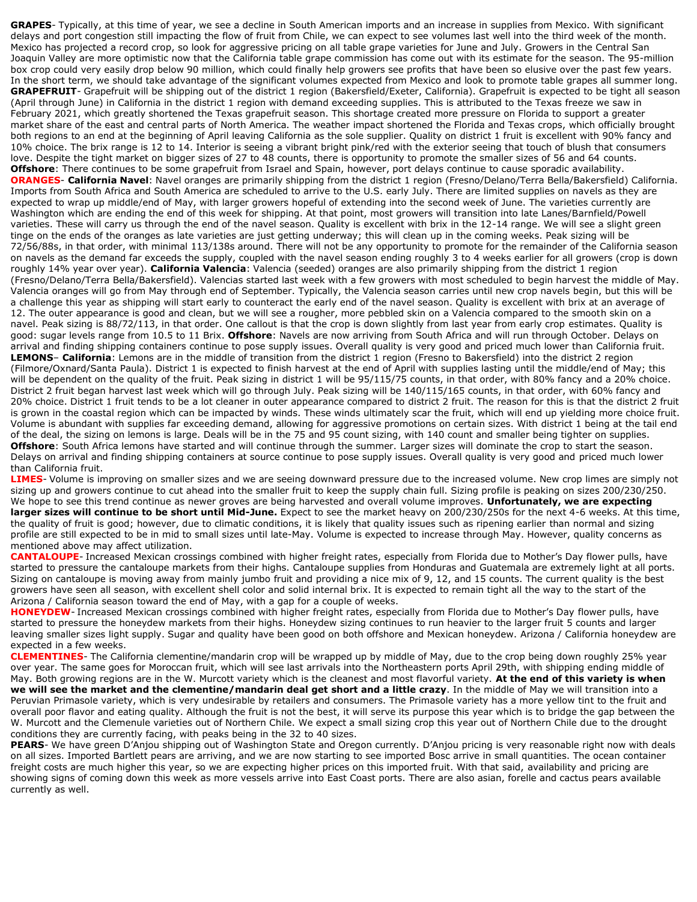**GRAPES**- Typically, at this time of year, we see a decline in South American imports and an increase in supplies from Mexico. With significant delays and port congestion still impacting the flow of fruit from Chile, we can expect to see volumes last well into the third week of the month. Mexico has projected a record crop, so look for aggressive pricing on all table grape varieties for June and July. Growers in the Central San Joaquin Valley are more optimistic now that the California table grape commission has come out with its estimate for the season. The 95-million box crop could very easily drop below 90 million, which could finally help growers see profits that have been so elusive over the past few years. In the short term, we should take advantage of the significant volumes expected from Mexico and look to promote table grapes all summer long.

**GRAPEFRUIT**- Grapefruit will be shipping out of the district 1 region (Bakersfield/Exeter, California). Grapefruit is expected to be tight all season (April through June) in California in the district 1 region with demand exceeding supplies. This is attributed to the Texas freeze we saw in February 2021, which greatly shortened the Texas grapefruit season. This shortage created more pressure on Florida to support a greater market share of the east and central parts of North America. The weather impact shortened the Florida and Texas crops, which officially brought both regions to an end at the beginning of April leaving California as the sole supplier. Quality on district 1 fruit is excellent with 90% fancy and 10% choice. The brix range is 12 to 14. Interior is seeing a vibrant bright pink/red with the exterior seeing that touch of blush that consumers love. Despite the tight market on bigger sizes of 27 to 48 counts, there is opportunity to promote the smaller sizes of 56 and 64 counts. **Offshore**: There continues to be some grapefruit from Israel and Spain, however, port delays continue to cause sporadic availability.

**ORANGES**- **California Navel**: Navel oranges are primarily shipping from the district 1 region (Fresno/Delano/Terra Bella/Bakersfield) California. Imports from South Africa and South America are scheduled to arrive to the U.S. early July. There are limited supplies on navels as they are expected to wrap up middle/end of May, with larger growers hopeful of extending into the second week of June. The varieties currently are Washington which are ending the end of this week for shipping. At that point, most growers will transition into late Lanes/Barnfield/Powell varieties. These will carry us through the end of the navel season. Quality is excellent with brix in the 12-14 range. We will see a slight green tinge on the ends of the oranges as late varieties are just getting underway; this will clean up in the coming weeks. Peak sizing will be 72/56/88s, in that order, with minimal 113/138s around. There will not be any opportunity to promote for the remainder of the California season on navels as the demand far exceeds the supply, coupled with the navel season ending roughly 3 to 4 weeks earlier for all growers (crop is down roughly 14% year over year). **California Valencia**: Valencia (seeded) oranges are also primarily shipping from the district 1 region (Fresno/Delano/Terra Bella/Bakersfield). Valencias started last week with a few growers with most scheduled to begin harvest the middle of May. Valencia oranges will go from May through end of September. Typically, the Valencia season carries until new crop navels begin, but this will be a challenge this year as shipping will start early to counteract the early end of the navel season. Quality is excellent with brix at an average of 12. The outer appearance is good and clean, but we will see a rougher, more pebbled skin on a Valencia compared to the smooth skin on a navel. Peak sizing is 88/72/113, in that order. One callout is that the crop is down slightly from last year from early crop estimates. Quality is good: sugar levels range from 10.5 to 11 Brix. **Offshore**: Navels are now arriving from South Africa and will run through October. Delays on arrival and finding shipping containers continue to pose supply issues. Overall quality is very good and priced much lower than California fruit.

**LEMONS**– **California**: Lemons are in the middle of transition from the district 1 region (Fresno to Bakersfield) into the district 2 region (Filmore/Oxnard/Santa Paula). District 1 is expected to finish harvest at the end of April with supplies lasting until the middle/end of May; this will be dependent on the quality of the fruit. Peak sizing in district 1 will be 95/115/75 counts, in that order, with 80% fancy and a 20% choice. District 2 fruit began harvest last week which will go through July. Peak sizing will be 140/115/165 counts, in that order, with 60% fancy and 20% choice. District 1 fruit tends to be a lot cleaner in outer appearance compared to district 2 fruit. The reason for this is that the district 2 fruit is grown in the coastal region which can be impacted by winds. These winds ultimately scar the fruit, which will end up yielding more choice fruit. Volume is abundant with supplies far exceeding demand, allowing for aggressive promotions on certain sizes. With district 1 being at the tail end of the deal, the sizing on lemons is large. Deals will be in the 75 and 95 count sizing, with 140 count and smaller being tighter on supplies. **Offshore**: South Africa lemons have started and will continue through the summer. Larger sizes will dominate the crop to start the season. Delays on arrival and finding shipping containers at source continue to pose supply issues. Overall quality is very good and priced much lower than California fruit.

**LIMES**- Volume is improving on smaller sizes and we are seeing downward pressure due to the increased volume. New crop limes are simply not sizing up and growers continue to cut ahead into the smaller fruit to keep the supply chain full. Sizing profile is peaking on sizes 200/230/250. We hope to see this trend continue as newer groves are being harvested and overall volume improves. **Unfortunately, we are expecting larger sizes will continue to be short until Mid-June.** Expect to see the market heavy on 200/230/250s for the next 4-6 weeks. At this time, the quality of fruit is good; however, due to climatic conditions, it is likely that quality issues such as ripening earlier than normal and sizing profile are still expected to be in mid to small sizes until late-May. Volume is expected to increase through May. However, quality concerns as mentioned above may affect utilization.

**CANTALOUPE**- Increased Mexican crossings combined with higher freight rates, especially from Florida due to Mother's Day flower pulls, have started to pressure the cantaloupe markets from their highs. Cantaloupe supplies from Honduras and Guatemala are extremely light at all ports. Sizing on cantaloupe is moving away from mainly jumbo fruit and providing a nice mix of 9, 12, and 15 counts. The current quality is the best growers have seen all season, with excellent shell color and solid internal brix. It is expected to remain tight all the way to the start of the Arizona / California season toward the end of May, with a gap for a couple of weeks.

**HONEYDEW**- Increased Mexican crossings combined with higher freight rates, especially from Florida due to Mother's Day flower pulls, have started to pressure the honeydew markets from their highs. Honeydew sizing continues to run heavier to the larger fruit 5 counts and larger leaving smaller sizes light supply. Sugar and quality have been good on both offshore and Mexican honeydew. Arizona / California honeydew are expected in a few weeks.

**CLEMENTINES**- The California clementine/mandarin crop will be wrapped up by middle of May, due to the crop being down roughly 25% year over year. The same goes for Moroccan fruit, which will see last arrivals into the Northeastern ports April 29th, with shipping ending middle of May. Both growing regions are in the W. Murcott variety which is the cleanest and most flavorful variety. **At the end of this variety is when we will see the market and the clementine/mandarin deal get short and a little crazy**. In the middle of May we will transition into a Peruvian Primasole variety, which is very undesirable by retailers and consumers. The Primasole variety has a more yellow tint to the fruit and overall poor flavor and eating quality. Although the fruit is not the best, it will serve its purpose this year which is to bridge the gap between the W. Murcott and the Clemenule varieties out of Northern Chile. We expect a small sizing crop this year out of Northern Chile due to the drought conditions they are currently facing, with peaks being in the 32 to 40 sizes.

**PEARS**- We have green D'Anjou shipping out of Washington State and Oregon currently. D'Anjou pricing is very reasonable right now with deals on all sizes. Imported Bartlett pears are arriving, and we are now starting to see imported Bosc arrive in small quantities. The ocean container freight costs are much higher this year, so we are expecting higher prices on this imported fruit. With that said, availability and pricing are showing signs of coming down this week as more vessels arrive into East Coast ports. There are also asian, forelle and cactus pears available currently as well.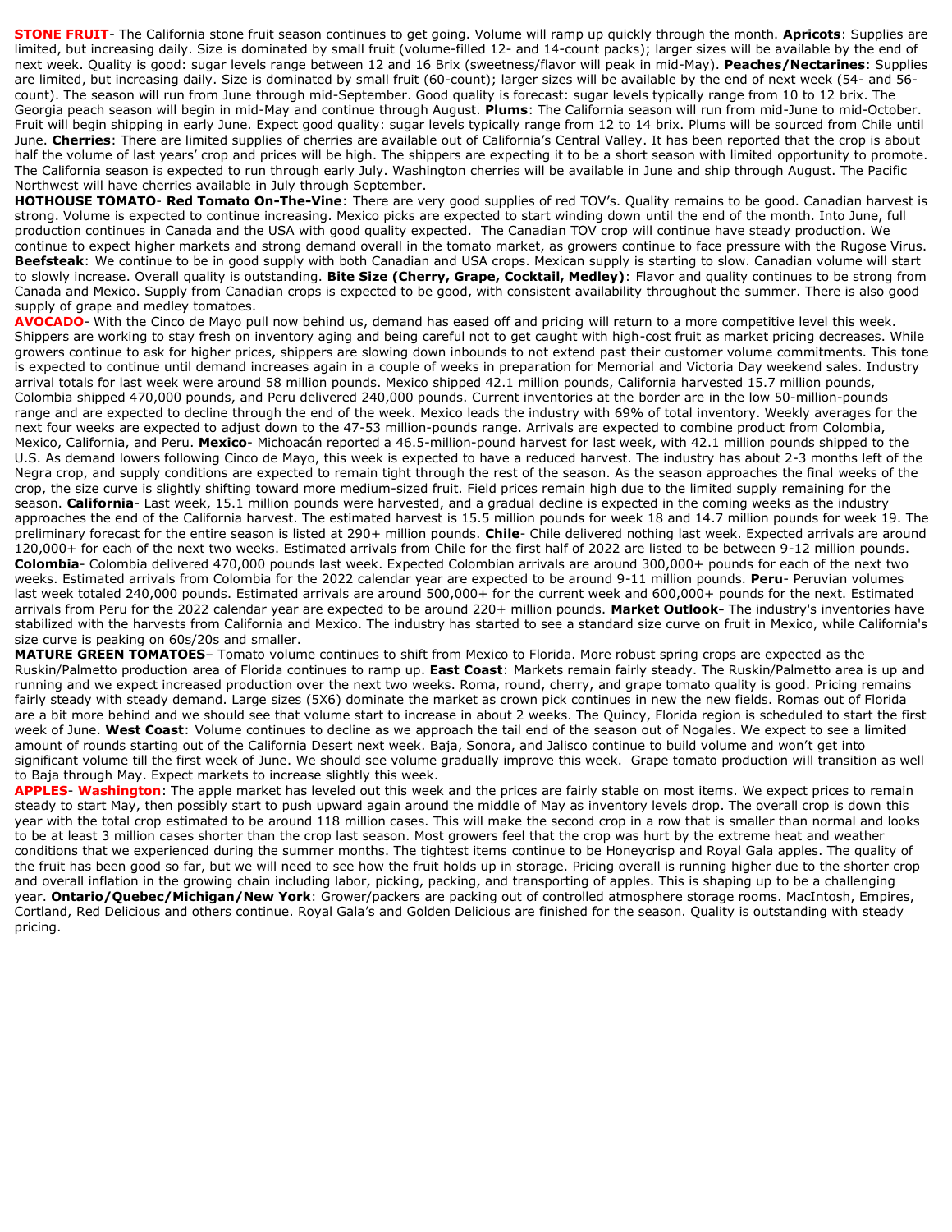**STONE FRUIT**- The California stone fruit season continues to get going. Volume will ramp up quickly through the month. **Apricots**: Supplies are limited, but increasing daily. Size is dominated by small fruit (volume-filled 12- and 14-count packs); larger sizes will be available by the end of next week. Quality is good: sugar levels range between 12 and 16 Brix (sweetness/flavor will peak in mid-May). **Peaches/Nectarines**: Supplies are limited, but increasing daily. Size is dominated by small fruit (60-count); larger sizes will be available by the end of next week (54- and 56-count). The season will run from June through mid-September. Good quality is forecast: sugar levels typically range from 10 to 12 brix. The Georgia peach season will begin in mid-May and continue through August. **Plums**: The California season will run from mid-June to mid-October. Fruit will begin shipping in early June. Expect good quality: sugar levels typically range from 12 to 14 brix. Plums will be sourced from Chile until June. **Cherries**: There are limited supplies of cherries are available out of California's Central Valley. It has been reported that the crop is about half the volume of last years' crop and prices will be high. The shippers are expecting it to be a short season with limited opportunity to promote. The California season is expected to run through early July. Washington cherries will be available in June and ship through August. The Pacific Northwest will have cherries available in July through September.

**HOTHOUSE TOMATO**- **Red Tomato On-The-Vine**: There are very good supplies of red TOV's. Quality remains to be good. Canadian harvest is strong. Volume is expected to continue increasing. Mexico picks are expected to start winding down until the end of the month. Into June, full production continues in Canada and the USA with good quality expected. The Canadian TOV crop will continue have steady production. We continue to expect higher markets and strong demand overall in the tomato market, as growers continue to face pressure with the Rugose Virus. **Beefsteak**: We continue to be in good supply with both Canadian and USA crops. Mexican supply is starting to slow. Canadian volume will start to slowly increase. Overall quality is outstanding. **Bite Size (Cherry, Grape, Cocktail, Medley)**: Flavor and quality continues to be strong from Canada and Mexico. Supply from Canadian crops is expected to be good, with consistent availability throughout the summer. There is also good supply of grape and medley tomatoes.

**AVOCADO**- With the Cinco de Mayo pull now behind us, demand has eased off and pricing will return to a more competitive level this week. Shippers are working to stay fresh on inventory aging and being careful not to get caught with high-cost fruit as market pricing decreases. While growers continue to ask for higher prices, shippers are slowing down inbounds to not extend past their customer volume commitments. This tone is expected to continue until demand increases again in a couple of weeks in preparation for Memorial and Victoria Day weekend sales. Industry arrival totals for last week were around 58 million pounds. Mexico shipped 42.1 million pounds, California harvested 15.7 million pounds, Colombia shipped 470,000 pounds, and Peru delivered 240,000 pounds. Current inventories at the border are in the low 50-million-pounds range and are expected to decline through the end of the week. Mexico leads the industry with 69% of total inventory. Weekly averages for the next four weeks are expected to adjust down to the 47-53 million-pounds range. Arrivals are expected to combine product from Colombia, Mexico, California, and Peru. **Mexico**- Michoacán reported a 46.5-million-pound harvest for last week, with 42.1 million pounds shipped to the U.S. As demand lowers following Cinco de Mayo, this week is expected to have a reduced harvest. The industry has about 2-3 months left of the Negra crop, and supply conditions are expected to remain tight through the rest of the season. As the season approaches the final weeks of the crop, the size curve is slightly shifting toward more medium-sized fruit. Field prices remain high due to the limited supply remaining for the season. **California**- Last week, 15.1 million pounds were harvested, and a gradual decline is expected in the coming weeks as the industry approaches the end of the California harvest. The estimated harvest is 15.5 million pounds for week 18 and 14.7 million pounds for week 19. The preliminary forecast for the entire season is listed at 290+ million pounds. **Chile**- Chile delivered nothing last week. Expected arrivals are around 120,000+ for each of the next two weeks. Estimated arrivals from Chile for the first half of 2022 are listed to be between 9-12 million pounds. **Colombia**- Colombia delivered 470,000 pounds last week. Expected Colombian arrivals are around 300,000+ pounds for each of the next two weeks. Estimated arrivals from Colombia for the 2022 calendar year are expected to be around 9-11 million pounds. **Peru**- Peruvian volumes last week totaled 240,000 pounds. Estimated arrivals are around 500,000+ for the current week and 600,000+ pounds for the next. Estimated arrivals from Peru for the 2022 calendar year are expected to be around 220+ million pounds. **Market Outlook-** The industry's inventories have stabilized with the harvests from California and Mexico. The industry has started to see a standard size curve on fruit in Mexico, while California's size curve is peaking on 60s/20s and smaller.

**MATURE GREEN TOMATOES**– Tomato volume continues to shift from Mexico to Florida. More robust spring crops are expected as the Ruskin/Palmetto production area of Florida continues to ramp up. **East Coast**: Markets remain fairly steady. The Ruskin/Palmetto area is up and running and we expect increased production over the next two weeks. Roma, round, cherry, and grape tomato quality is good. Pricing remains fairly steady with steady demand. Large sizes (5X6) dominate the market as crown pick continues in new the new fields. Romas out of Florida are a bit more behind and we should see that volume start to increase in about 2 weeks. The Quincy, Florida region is scheduled to start the first week of June. **West Coast**: Volume continues to decline as we approach the tail end of the season out of Nogales. We expect to see a limited amount of rounds starting out of the California Desert next week. Baja, Sonora, and Jalisco continue to build volume and won't get into significant volume till the first week of June. We should see volume gradually improve this week. Grape tomato production will transition as well to Baja through May. Expect markets to increase slightly this week.

**APPLES**- **Washington**: The apple market has leveled out this week and the prices are fairly stable on most items. We expect prices to remain steady to start May, then possibly start to push upward again around the middle of May as inventory levels drop. The overall crop is down this year with the total crop estimated to be around 118 million cases. This will make the second crop in a row that is smaller than normal and looks to be at least 3 million cases shorter than the crop last season. Most growers feel that the crop was hurt by the extreme heat and weather conditions that we experienced during the summer months. The tightest items continue to be Honeycrisp and Royal Gala apples. The quality of the fruit has been good so far, but we will need to see how the fruit holds up in storage. Pricing overall is running higher due to the shorter crop and overall inflation in the growing chain including labor, picking, packing, and transporting of apples. This is shaping up to be a challenging year. **Ontario/Quebec/Michigan/New York**: Grower/packers are packing out of controlled atmosphere storage rooms. MacIntosh, Empires, Cortland, Red Delicious and others continue. Royal Gala's and Golden Delicious are finished for the season. Quality is outstanding with steady pricing.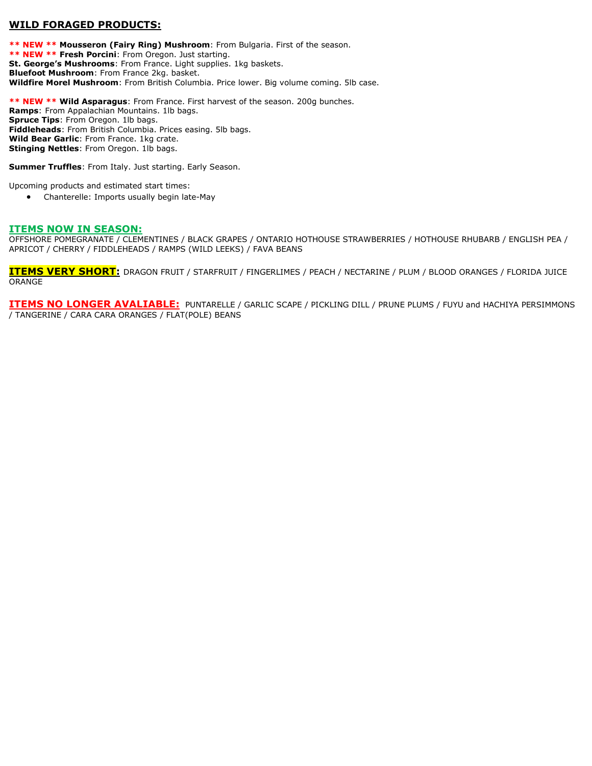## WILD FORAGED PRODUCTS:

**** NEW ** Mousseron (Fairy Ring) Mushroom**: From Bulgaria. First of the season.
**** NEW ** Fresh Porcini**: From Oregon. Just starting.
**St. George's Mushrooms**: From France. Light supplies. 1kg baskets.
**Bluefoot Mushroom**: From France 2kg. basket.
**Wildfire Morel Mushroom**: From British Columbia. Price lower. Big volume coming. 5lb case.

**** NEW ** Wild Asparagus**: From France. First harvest of the season. 200g bunches.
**Ramps**: From Appalachian Mountains. 1lb bags.
**Spruce Tips**: From Oregon. 1lb bags.
**Fiddleheads**: From British Columbia. Prices easing. 5lb bags.
**Wild Bear Garlic**: From France. 1kg crate.
**Stinging Nettles**: From Oregon. 1lb bags.

**Summer Truffles**: From Italy. Just starting. Early Season.

Upcoming products and estimated start times:

- Chanterelle: Imports usually begin late-May

## ITEMS NOW IN SEASON:

OFFSHORE POMEGRANATE / CLEMENTINES / BLACK GRAPES / ONTARIO HOTHOUSE STRAWBERRIES / HOTHOUSE RHUBARB / ENGLISH PEA / APRICOT / CHERRY / FIDDLEHEADS / RAMPS (WILD LEEKS) / FAVA BEANS

**ITEMS VERY SHORT:** DRAGON FRUIT / STARFRUIT / FINGERLIMES / PEACH / NECTARINE / PLUM / BLOOD ORANGES / FLORIDA JUICE ORANGE

**ITEMS NO LONGER AVALIABLE:** PUNTARELLE / GARLIC SCAPE / PICKLING DILL / PRUNE PLUMS / FUYU and HACHIYA PERSIMMONS / TANGERINE / CARA CARA ORANGES / FLAT(POLE) BEANS